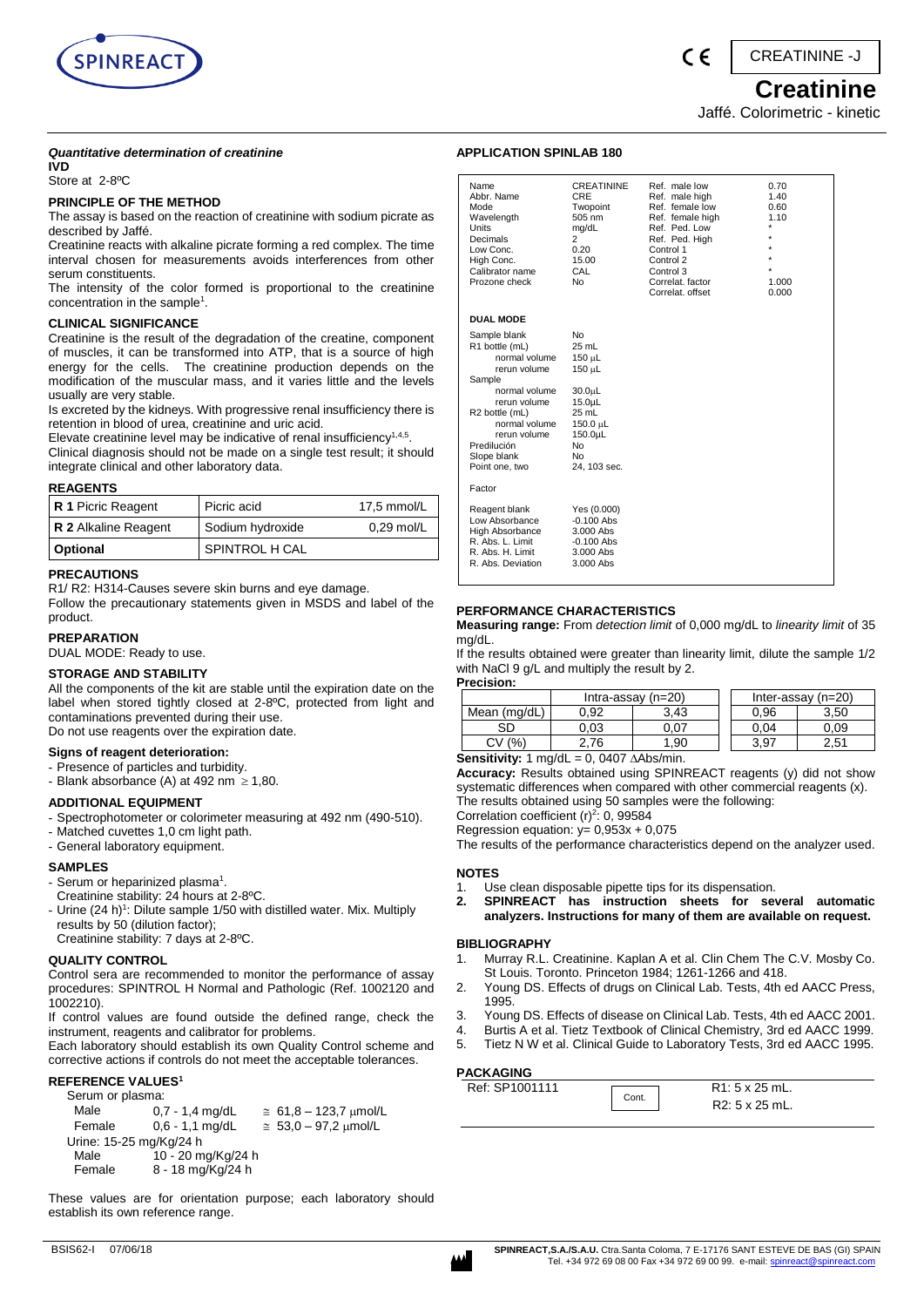CREATININE -J

# Creatinine

Jaffé. Colorimetric - kinetic

***Quantitative determination of creatinine***

**IVD**

Store at 2-8ºC

### PRINCIPLE OF THE METHOD

The assay is based on the reaction of creatinine with sodium picrate as described by Jaffé.

Creatinine reacts with alkaline picrate forming a red complex. The time interval chosen for measurements avoids interferences from other serum constituents.

The intensity of the color formed is proportional to the creatinine concentration in the sample[1].

### CLINICAL SIGNIFICANCE

Creatinine is the result of the degradation of the creatine, component of muscles, it can be transformed into ATP, that is a source of high energy for the cells. The creatinine production depends on the modification of the muscular mass, and it varies little and the levels usually are very stable.

Is excreted by the kidneys. With progressive renal insufficiency there is retention in blood of urea, creatinine and uric acid.

Elevate creatinine level may be indicative of renal insufficiency[1,4,5].

Clinical diagnosis should not be made on a single test result; it should integrate clinical and other laboratory data.

### REAGENTS

| **R 1** Picric Reagent | Picric acid | 17,5 mmol/L |
|---|---|---|
| **R 2** Alkaline Reagent | Sodium hydroxide | 0,29 mol/L |
| **Optional** | SPINTROL H CAL | |

### PRECAUTIONS

R1/ R2: H314-Causes severe skin burns and eye damage.

Follow the precautionary statements given in MSDS and label of the product.

### PREPARATION

DUAL MODE: Ready to use.

### STORAGE AND STABILITY

All the components of the kit are stable until the expiration date on the label when stored tightly closed at 2-8ºC, protected from light and contaminations prevented during their use.

Do not use reagents over the expiration date.

#### Signs of reagent deterioration:

- Presence of particles and turbidity.
- Blank absorbance (A) at 492 nm ≥ 1,80.

### ADDITIONAL EQUIPMENT

- Spectrophotometer or colorimeter measuring at 492 nm (490-510).
- Matched cuvettes 1,0 cm light path.
- General laboratory equipment.

### SAMPLES

- Serum or heparinized plasma[1].
  Creatinine stability: 24 hours at 2-8ºC.
- Urine (24 h)[1]: Dilute sample 1/50 with distilled water. Mix. Multiply results by 50 (dilution factor);
  Creatinine stability: 7 days at 2-8ºC.

### QUALITY CONTROL

Control sera are recommended to monitor the performance of assay procedures: SPINTROL H Normal and Pathologic (Ref. 1002120 and 1002210).

If control values are found outside the defined range, check the instrument, reagents and calibrator for problems.

Each laboratory should establish its own Quality Control scheme and corrective actions if controls do not meet the acceptable tolerances.

### REFERENCE VALUES[1]

Serum or plasma:

| | | |
|---|---|---|
| Male | 0,7 - 1,4 mg/dL | ≅ 61,8 – 123,7 μmol/L |
| Female | 0,6 - 1,1 mg/dL | ≅ 53,0 – 97,2 μmol/L |

Urine: 15-25 mg/Kg/24 h

| | |
|---|---|
| Male | 10 - 20 mg/Kg/24 h |
| Female | 8 - 18 mg/Kg/24 h |

These values are for orientation purpose; each laboratory should establish its own reference range.

### APPLICATION SPINLAB 180

| | | | |
|---|---|---|---|
| Name | CREATININE | Ref. male low | 0.70 |
| Abbr. Name | CRE | Ref. male high | 1.40 |
| Mode | Twopoint | Ref. female low | 0.60 |
| Wavelength | 505 nm | Ref. female high | 1.10 |
| Units | mg/dL | Ref. Ped. Low | * |
| Decimals | 2 | Ref. Ped. High | * |
| Low Conc. | 0.20 | Control 1 | * |
| High Conc. | 15.00 | Control 2 | * |
| Calibrator name | CAL | Control 3 | * |
| Prozone check | No | Correlat. factor | 1.000 |
| | | Correlat. offset | 0.000 |

**DUAL MODE**

| | |
|---|---|
| Sample blank | No |
| R1 bottle (mL) | 25 mL |
| normal volume | 150 μL |
| rerun volume | 150 μL |
| Sample | |
| normal volume | 30.0μL |
| rerun volume | 15.0μL |
| R2 bottle (mL) | 25 mL |
| normal volume | 150.0 μL |
| rerun volume | 150.0μL |
| Predilución | No |
| Slope blank | No |
| Point one, two | 24, 103 sec. |
| Factor | |
| Reagent blank | Yes (0.000) |
| Low Absorbance | -0.100 Abs |
| High Absorbance | 3.000 Abs |
| R. Abs. L. Limit | -0.100 Abs |
| R. Abs. H. Limit | 3.000 Abs |
| R. Abs. Deviation | 3.000 Abs |

### PERFORMANCE CHARACTERISTICS

**Measuring range:** From *detection limit* of 0,000 mg/dL to *linearity limit* of 35 mg/dL.

If the results obtained were greater than linearity limit, dilute the sample 1/2 with NaCl 9 g/L and multiply the result by 2.

**Precision:**

| | Intra-assay (n=20) | | Inter-assay (n=20) | |
|---|---|---|---|---|
| Mean (mg/dL) | 0,92 | 3,43 | 0,96 | 3,50 |
| SD | 0,03 | 0,07 | 0,04 | 0,09 |
| CV (%) | 2,76 | 1,90 | 3,97 | 2,51 |

**Sensitivity:** 1 mg/dL = 0, 0407 ΔAbs/min.

**Accuracy:** Results obtained using SPINREACT reagents (y) did not show systematic differences when compared with other commercial reagents (x).

The results obtained using 50 samples were the following:

Correlation coefficient $(r)^2$: 0, 99584

Regression equation: $y = 0{,}953x + 0{,}075$

The results of the performance characteristics depend on the analyzer used.

### NOTES

1. Use clean disposable pipette tips for its dispensation.
2. **SPINREACT has instruction sheets for several automatic analyzers. Instructions for many of them are available on request.**

### BIBLIOGRAPHY

1. Murray R.L. Creatinine. Kaplan A et al. Clin Chem The C.V. Mosby Co. St Louis. Toronto. Princeton 1984; 1261-1266 and 418.
2. Young DS. Effects of drugs on Clinical Lab. Tests, 4th ed AACC Press, 1995.
3. Young DS. Effects of disease on Clinical Lab. Tests, 4th ed AACC 2001.
4. Burtis A et al. Tietz Textbook of Clinical Chemistry, 3rd ed AACC 1999.
5. Tietz N W et al. Clinical Guide to Laboratory Tests, 3rd ed AACC 1995.

### PACKAGING

| | | |
|---|---|---|
| Ref: SP1001111 | Cont. | R1: 5 x 25 mL. R2: 5 x 25 mL. |

BSIS62-I 07/06/18

**SPINREACT,S.A./S.A.U.** Ctra.Santa Coloma, 7 E-17176 SANT ESTEVE DE BAS (GI) SPAIN
Tel. +34 972 69 08 00 Fax +34 972 69 00 99. e-mail: spinreact@spinreact.com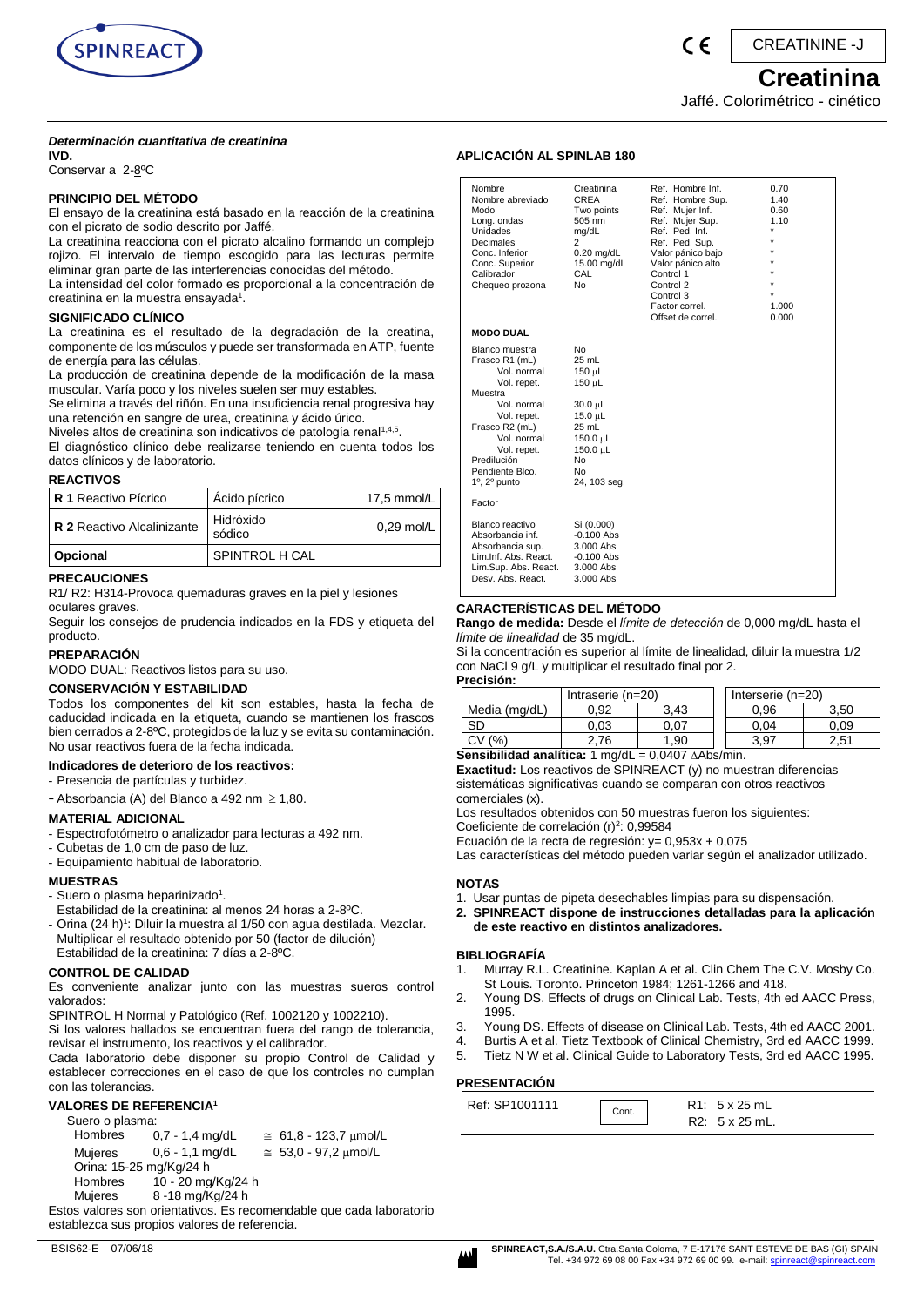CREATININE -J

# Creatinina

Jaffé. Colorimétrico - cinético

***Determinación cuantitativa de creatinina***

**IVD.**

Conservar a 2-8ºC

### PRINCIPIO DEL MÉTODO

El ensayo de la creatinina está basado en la reacción de la creatinina con el picrato de sodio descrito por Jaffé.

La creatinina reacciona con el picrato alcalino formando un complejo rojizo. El intervalo de tiempo escogido para las lecturas permite eliminar gran parte de las interferencias conocidas del método.

La intensidad del color formado es proporcional a la concentración de creatinina en la muestra ensayada[1].

### SIGNIFICADO CLÍNICO

La creatinina es el resultado de la degradación de la creatina, componente de los músculos y puede ser transformada en ATP, fuente de energía para las células.

La producción de creatinina depende de la modificación de la masa muscular. Varía poco y los niveles suelen ser muy estables.

Se elimina a través del riñón. En una insuficiencia renal progresiva hay una retención en sangre de urea, creatinina y ácido úrico.

Niveles altos de creatinina son indicativos de patología renal[1,4,5].

El diagnóstico clínico debe realizarse teniendo en cuenta todos los datos clínicos y de laboratorio.

### REACTIVOS

| | | |
|---|---|---|
| **R 1** Reactivo Pícrico | Ácido pícrico | 17,5 mmol/L |
| **R 2** Reactivo Alcalinizante | Hidróxido sódico | 0,29 mol/L |
| **Opcional** | SPINTROL H CAL | |

### PRECAUCIONES

R1/ R2: H314-Provoca quemaduras graves en la piel y lesiones oculares graves.

Seguir los consejos de prudencia indicados en la FDS y etiqueta del producto.

### PREPARACIÓN

MODO DUAL: Reactivos listos para su uso.

### CONSERVACIÓN Y ESTABILIDAD

Todos los componentes del kit son estables, hasta la fecha de caducidad indicada en la etiqueta, cuando se mantienen los frascos bien cerrados a 2-8ºC, protegidos de la luz y se evita su contaminación. No usar reactivos fuera de la fecha indicada.

**Indicadores de deterioro de los reactivos:**

- Presencia de partículas y turbidez.
- Absorbancia (A) del Blanco a 492 nm $\geq$ 1,80.

### MATERIAL ADICIONAL

- Espectrofotómetro o analizador para lecturas a 492 nm.
- Cubetas de 1,0 cm de paso de luz.
- Equipamiento habitual de laboratorio.

### MUESTRAS

- Suero o plasma heparinizado[1].
  Estabilidad de la creatinina: al menos 24 horas a 2-8ºC.
- Orina (24 h)[1]: Diluir la muestra al 1/50 con agua destilada. Mezclar. Multiplicar el resultado obtenido por 50 (factor de dilución)
  Estabilidad de la creatinina: 7 días a 2-8ºC.

### CONTROL DE CALIDAD

Es conveniente analizar junto con las muestras sueros control valorados:

SPINTROL H Normal y Patológico (Ref. 1002120 y 1002210).

Si los valores hallados se encuentran fuera del rango de tolerancia, revisar el instrumento, los reactivos y el calibrador.

Cada laboratorio debe disponer su propio Control de Calidad y establecer correcciones en el caso de que los controles no cumplan con las tolerancias.

### VALORES DE REFERENCIA[1]

Suero o plasma:

| | | |
|---|---|---|
| Hombres | 0,7 - 1,4 mg/dL | $\cong$ 61,8 - 123,7 μmol/L |
| Mujeres | 0,6 - 1,1 mg/dL | $\cong$ 53,0 - 97,2 μmol/L |

Orina: 15-25 mg/Kg/24 h

| | |
|---|---|
| Hombres | 10 - 20 mg/Kg/24 h |
| Mujeres | 8 -18 mg/Kg/24 h |

Estos valores son orientativos. Es recomendable que cada laboratorio establezca sus propios valores de referencia.

### APLICACIÓN AL SPINLAB 180

| | | | |
|---|---|---|---|
| Nombre | Creatinina | Ref. Hombre Inf. | 0.70 |
| Nombre abreviado | CREA | Ref. Hombre Sup. | 1.40 |
| Modo | Two points | Ref. Mujer Inf. | 0.60 |
| Long. ondas | 505 nm | Ref. Mujer Sup. | 1.10 |
| Unidades | mg/dL | Ref. Ped. Inf. | * |
| Decimales | 2 | Ref. Ped. Sup. | * |
| Conc. Inferior | 0.20 mg/dL | Valor pánico bajo | * |
| Conc. Superior | 15.00 mg/dL | Valor pánico alto | * |
| Calibrador | CAL | Control 1 | * |
| Chequeo prozona | No | Control 2 | * |
| | | Control 3 | * |
| | | Factor correl. | 1.000 |
| | | Offset de correl. | 0.000 |

**MODO DUAL**

| | |
|---|---|
| Blanco muestra | No |
| Frasco R1 (mL) | 25 mL |
| Vol. normal | 150 μL |
| Vol. repet. | 150 μL |
| Muestra | |
| Vol. normal | 30.0 μL |
| Vol. repet. | 15.0 μL |
| Frasco R2 (mL) | 25 mL |
| Vol. normal | 150.0 μL |
| Vol. repet. | 150.0 μL |
| Predilución | No |
| Pendiente Blco. | No |
| 1º, 2º punto | 24, 103 seg. |
| Factor | |
| Blanco reactivo | Si (0.000) |
| Absorbancia inf. | -0.100 Abs |
| Absorbancia sup. | 3.000 Abs |
| Lim.Inf. Abs. React. | -0.100 Abs |
| Lim.Sup. Abs. React. | 3.000 Abs |
| Desv. Abs. React. | 3.000 Abs |

### CARACTERÍSTICAS DEL MÉTODO

**Rango de medida:** Desde el *límite de detección* de 0,000 mg/dL hasta el *límite de linealidad* de 35 mg/dL.

Si la concentración es superior al límite de linealidad, diluir la muestra 1/2 con NaCl 9 g/L y multiplicar el resultado final por 2.

**Precisión:**

| | Intraserie (n=20) | | Interserie (n=20) | |
|---|---|---|---|---|
| Media (mg/dL) | 0,92 | 3,43 | 0,96 | 3,50 |
| SD | 0,03 | 0,07 | 0,04 | 0,09 |
| CV (%) | 2,76 | 1,90 | 3,97 | 2,51 |

**Sensibilidad analítica:** 1 mg/dL = 0,0407 $\Delta$Abs/min.

**Exactitud:** Los reactivos de SPINREACT (y) no muestran diferencias sistemáticas significativas cuando se comparan con otros reactivos comerciales (x).

Los resultados obtenidos con 50 muestras fueron los siguientes:

Coeficiente de correlación $(r)^2$: 0,99584

Ecuación de la recta de regresión: y= 0,953x + 0,075

Las características del método pueden variar según el analizador utilizado.

### NOTAS

1. Usar puntas de pipeta desechables limpias para su dispensación.
2. **SPINREACT dispone de instrucciones detalladas para la aplicación de este reactivo en distintos analizadores.**

### BIBLIOGRAFÍA

1. Murray R.L. Creatinine. Kaplan A et al. Clin Chem The C.V. Mosby Co. St Louis. Toronto. Princeton 1984; 1261-1266 and 418.
2. Young DS. Effects of drugs on Clinical Lab. Tests, 4th ed AACC Press, 1995.
3. Young DS. Effects of disease on Clinical Lab. Tests, 4th ed AACC 2001.
4. Burtis A et al. Tietz Textbook of Clinical Chemistry, 3rd ed AACC 1999.
5. Tietz N W et al. Clinical Guide to Laboratory Tests, 3rd ed AACC 1995.

### PRESENTACIÓN

| | | |
|---|---|---|
| Ref: SP1001111 | Cont. | R1: 5 x 25 mL<br>R2: 5 x 25 mL. |

BSIS62-E 07/06/18

SPINREACT,S.A./S.A.U. Ctra.Santa Coloma, 7 E-17176 SANT ESTEVE DE BAS (GI) SPAIN Tel. +34 972 69 08 00 Fax +34 972 69 00 99. e-mail: spinreact@spinreact.com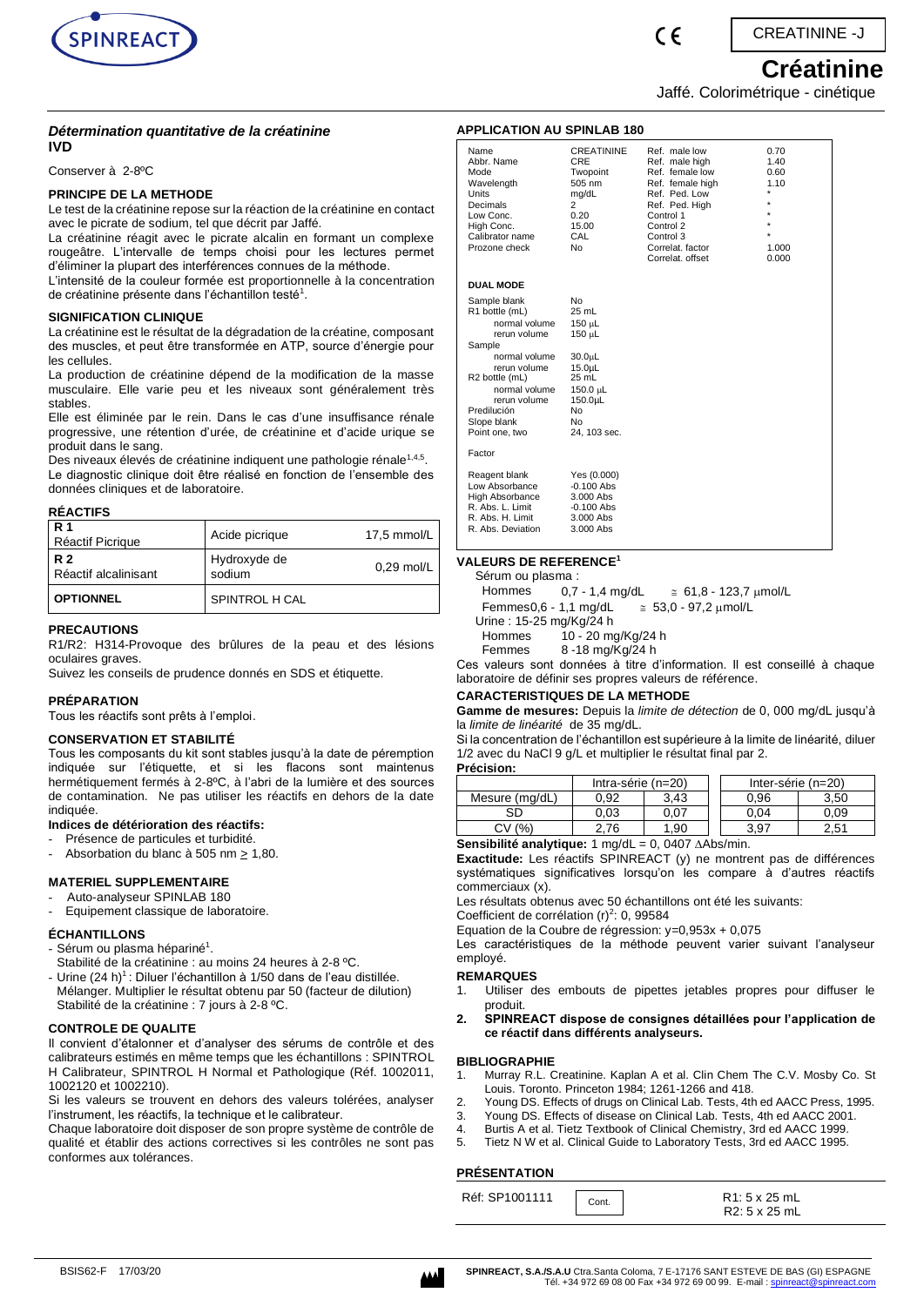CREATININE -J

# Créatinine

Jaffé. Colorimétrique - cinétique

### *Détermination quantitative de la créatinine*
**IVD**

Conserver à 2-8ºC

#### PRINCIPE DE LA METHODE

Le test de la créatinine repose sur la réaction de la créatinine en contact avec le picrate de sodium, tel que décrit par Jaffé.

La créatinine réagit avec le picrate alcalin en formant un complexe rougeâtre. L'intervalle de temps choisi pour les lectures permet d'éliminer la plupart des interférences connues de la méthode.

L'intensité de la couleur formée est proportionnelle à la concentration de créatinine présente dans l'échantillon testé[1].

#### SIGNIFICATION CLINIQUE

La créatinine est le résultat de la dégradation de la créatine, composant des muscles, et peut être transformée en ATP, source d'énergie pour les cellules.

La production de créatinine dépend de la modification de la masse musculaire. Elle varie peu et les niveaux sont généralement très stables.

Elle est éliminée par le rein. Dans le cas d'une insuffisance rénale progressive, une rétention d'urée, de créatinine et d'acide urique se produit dans le sang.

Des niveaux élevés de créatinine indiquent une pathologie rénale[1,4,5].

Le diagnostic clinique doit être réalisé en fonction de l'ensemble des données cliniques et de laboratoire.

#### RÉACTIFS

| | | |
|---|---|---|
| **R 1** Réactif Picrique | Acide picrique | 17,5 mmol/L |
| **R 2** Réactif alcalinisant | Hydroxyde de sodium | 0,29 mol/L |
| **OPTIONNEL** | SPINTROL H CAL | |

#### PRECAUTIONS

R1/R2: H314-Provoque des brûlures de la peau et des lésions oculaires graves.

Suivez les conseils de prudence donnés en SDS et étiquette.

#### PRÉPARATION

Tous les réactifs sont prêts à l'emploi.

#### CONSERVATION ET STABILITÉ

Tous les composants du kit sont stables jusqu'à la date de péremption indiquée sur l'étiquette, et si les flacons sont maintenus hermétiquement fermés à 2-8ºC, à l'abri de la lumière et des sources de contamination. Ne pas utiliser les réactifs en dehors de la date indiquée.

**Indices de détérioration des réactifs:**

- Présence de particules et turbidité.
- Absorbation du blanc à 505 nm ≥ 1,80.

#### MATERIEL SUPPLEMENTAIRE

- Auto-analyseur SPINLAB 180
- Equipement classique de laboratoire.

#### ÉCHANTILLONS

- Sérum ou plasma hépariné[1].
  Stabilité de la créatinine : au moins 24 heures à 2-8 ºC.
- Urine (24 h)[1] : Diluer l'échantillon à 1/50 dans de l'eau distillée. Mélanger. Multiplier le résultat obtenu par 50 (facteur de dilution)
  Stabilité de la créatinine : 7 jours à 2-8 ºC.

#### CONTROLE DE QUALITE

Il convient d'étalonner et d'analyser des sérums de contrôle et des calibrateurs estimés en même temps que les échantillons : SPINTROL H Calibrateur, SPINTROL H Normal et Pathologique (Réf. 1002011, 1002120 et 1002210).

Si les valeurs se trouvent en dehors des valeurs tolérées, analyser l'instrument, les réactifs, la technique et le calibrateur.

Chaque laboratoire doit disposer de son propre système de contrôle de qualité et établir des actions correctives si les contrôles ne sont pas conformes aux tolérances.

#### APPLICATION AU SPINLAB 180

| | | | |
|---|---|---|---|
| Name | CREATININE | Ref. male low | 0.70 |
| Abbr. Name | CRE | Ref. male high | 1.40 |
| Mode | Twopoint | Ref. female low | 0.60 |
| Wavelength | 505 nm | Ref. female high | 1.10 |
| Units | mg/dL | Ref. Ped. Low | * |
| Decimals | 2 | Ref. Ped. High | * |
| Low Conc. | 0.20 | Control 1 | * |
| High Conc. | 15.00 | Control 2 | * |
| Calibrator name | CAL | Control 3 | * |
| Prozone check | No | Correlat. factor | 1.000 |
| | | Correlat. offset | 0.000 |

**DUAL MODE**

| | |
|---|---|
| Sample blank | No |
| R1 bottle (mL) | 25 mL |
| normal volume | 150 µL |
| rerun volume | 150 µL |
| Sample | |
| normal volume | 30.0µL |
| rerun volume | 15.0µL |
| R2 bottle (mL) | 25 mL |
| normal volume | 150.0 µL |
| rerun volume | 150.0µL |
| Predilución | No |
| Slope blank | No |
| Point one, two | 24, 103 sec. |
| Factor | |
| Reagent blank | Yes (0.000) |
| Low Absorbance | -0.100 Abs |
| High Absorbance | 3.000 Abs |
| R. Abs. L. Limit | -0.100 Abs |
| R. Abs. H. Limit | 3.000 Abs |
| R. Abs. Deviation | 3.000 Abs |

#### VALEURS DE REFERENCE[1]

Sérum ou plasma :

| | | |
|---|---|---|
| Hommes | 0,7 - 1,4 mg/dL | ≅ 61,8 - 123,7 µmol/L |
| Femmes | 0,6 - 1,1 mg/dL | ≅ 53,0 - 97,2 µmol/L |

Urine : 15-25 mg/Kg/24 h

| | |
|---|---|
| Hommes | 10 - 20 mg/Kg/24 h |
| Femmes | 8 -18 mg/Kg/24 h |

Ces valeurs sont données à titre d'information. Il est conseillé à chaque laboratoire de définir ses propres valeurs de référence.

#### CARACTERISTIQUES DE LA METHODE

**Gamme de mesures:** Depuis la *limite de détection* de 0, 000 mg/dL jusqu'à la *limite de linéarité* de 35 mg/dL.

Si la concentration de l'échantillon est supérieure à la limite de linéarité, diluer 1/2 avec du NaCl 9 g/L et multiplier le résultat final par 2.

**Précision:**

| | Intra-série (n=20) | | Inter-série (n=20) | |
|---|---|---|---|---|
| Mesure (mg/dL) | 0,92 | 3,43 | 0,96 | 3,50 |
| SD | 0,03 | 0,07 | 0,04 | 0,09 |
| CV (%) | 2,76 | 1,90 | 3,97 | 2,51 |

**Sensibilité analytique:** 1 mg/dL = 0, 0407 ∆Abs/min.

**Exactitude:** Les réactifs SPINREACT (y) ne montrent pas de différences systématiques significatives lorsqu'on les compare à d'autres réactifs commerciaux (x).

Les résultats obtenus avec 50 échantillons ont été les suivants:

Coefficient de corrélation $(r)^2$: 0, 99584

Equation de la Coubre de régression: $y=0,953x + 0,075$

Les caractéristiques de la méthode peuvent varier suivant l'analyseur employé.

#### REMARQUES

1. Utiliser des embouts de pipettes jetables propres pour diffuser le produit.
2. **SPINREACT dispose de consignes détaillées pour l'application de ce réactif dans différents analyseurs.**

#### BIBLIOGRAPHIE

1. Murray R.L. Creatinine. Kaplan A et al. Clin Chem The C.V. Mosby Co. St Louis. Toronto. Princeton 1984; 1261-1266 and 418.
2. Young DS. Effects of drugs on Clinical Lab. Tests, 4th ed AACC Press, 1995.
3. Young DS. Effects of disease on Clinical Lab. Tests, 4th ed AACC 2001.
4. Burtis A et al. Tietz Textbook of Clinical Chemistry, 3rd ed AACC 1999.
5. Tietz N W et al. Clinical Guide to Laboratory Tests, 3rd ed AACC 1995.

#### PRÉSENTATION

| | | |
|---|---|---|
| Réf: SP1001111 | Cont. | R1: 5 x 25 mL<br>R2: 5 x 25 mL |

BSIS62-F 17/03/20

**SPINREACT, S.A./S.A.U** Ctra.Santa Coloma, 7 E-17176 SANT ESTEVE DE BAS (GI) ESPAGNE
Tél. +34 972 69 08 00 Fax +34 972 69 00 99. E-mail : spinreact@spinreact.com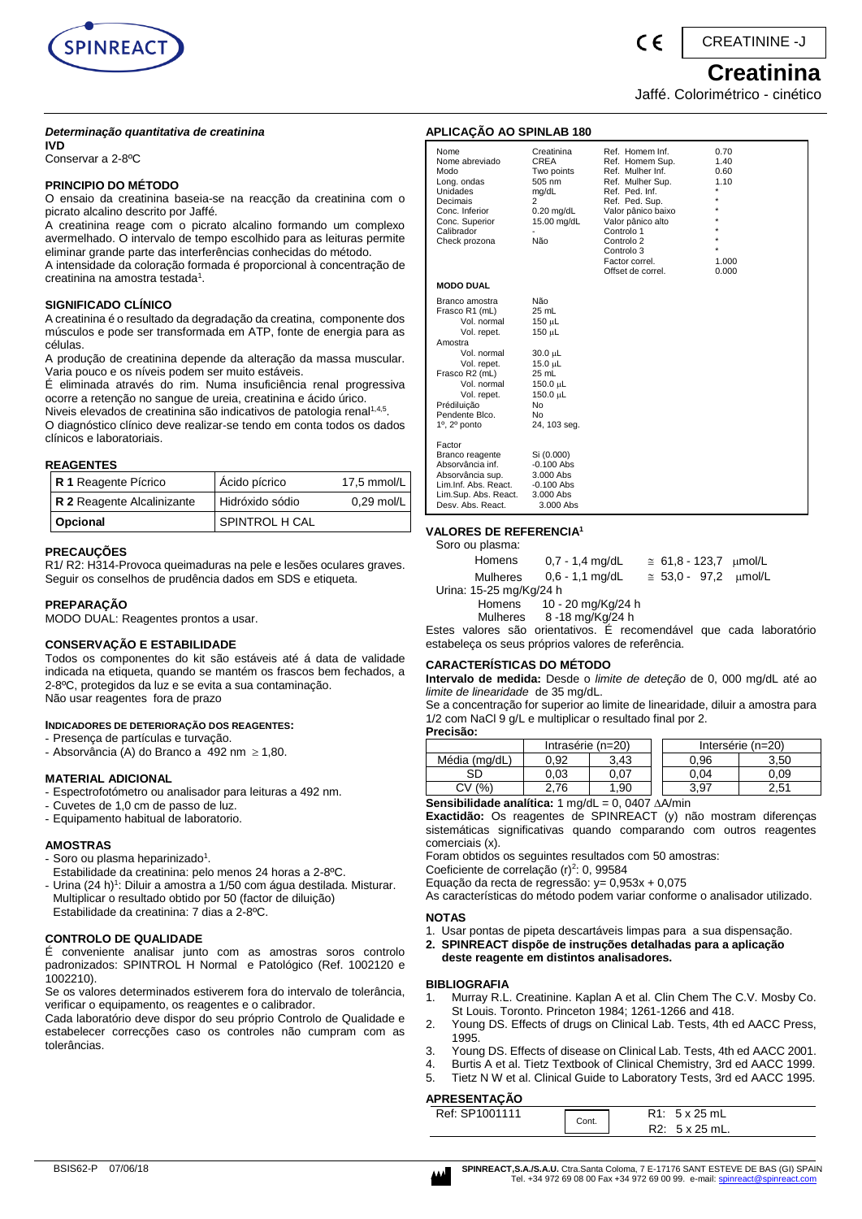CREATININE -J

# Creatinina

Jaffé. Colorimétrico - cinético

***Determinação quantitativa de creatinina***

**IVD**

Conservar a 2-8ºC

## PRINCIPIO DO MÉTODO

O ensaio da creatinina baseia-se na reacção da creatinina com o picrato alcalino descrito por Jaffé.

A creatinina reage com o picrato alcalino formando um complexo avermelhado. O intervalo de tempo escolhido para as leituras permite eliminar grande parte das interferências conhecidas do método.

A intensidade da coloração formada é proporcional à concentração de creatinina na amostra testada[1].

## SIGNIFICADO CLÍNICO

A creatinina é o resultado da degradação da creatina, componente dos músculos e pode ser transformada em ATP, fonte de energia para as células.

A produção de creatinina depende da alteração da massa muscular. Varia pouco e os níveis podem ser muito estáveis.

É eliminada através do rim. Numa insuficiência renal progressiva ocorre a retenção no sangue de ureia, creatinina e ácido úrico.

Niveis elevados de creatinina são indicativos de patologia renal[1,4,5].

O diagnóstico clínico deve realizar-se tendo em conta todos os dados clínicos e laboratoriais.

## REAGENTES

| | | |
|---|---|---|
| **R 1** Reagente Pícrico | Ácido pícrico | 17,5 mmol/L |
| **R 2** Reagente Alcalinizante | Hidróxido sódio | 0,29 mol/L |
| **Opcional** | SPINTROL H CAL | |

## PRECAUÇÕES

R1/ R2: H314-Provoca queimaduras na pele e lesões oculares graves. Seguir os conselhos de prudência dados em SDS e etiqueta.

## PREPARAÇÃO

MODO DUAL: Reagentes prontos a usar.

## CONSERVAÇÃO E ESTABILIDADE

Todos os componentes do kit são estáveis até á data de validade indicada na etiqueta, quando se mantém os frascos bem fechados, a 2-8ºC, protegidos da luz e se evita a sua contaminação.

Não usar reagentes fora de prazo

### INDICADORES DE DETERIORAÇÃO DOS REAGENTES:

- Presença de partículas e turvação.
- Absorvância (A) do Branco a 492 nm ≥ 1,80.

## MATERIAL ADICIONAL

- Espectrofotómetro ou analisador para leituras a 492 nm.
- Cuvetes de 1,0 cm de passo de luz.
- Equipamento habitual de laboratorio.

## AMOSTRAS

- Soro ou plasma heparinizado[1].
  Estabilidade da creatinina: pelo menos 24 horas a 2-8ºC.
- Urina (24 h)[1]: Diluir a amostra a 1/50 com água destilada. Misturar. Multiplicar o resultado obtido por 50 (factor de diluição)
  Estabilidade da creatinina: 7 dias a 2-8ºC.

## CONTROLO DE QUALIDADE

É conveniente analisar junto com as amostras soros controlo padronizados: SPINTROL H Normal e Patológico (Ref. 1002120 e 1002210).

Se os valores determinados estiverem fora do intervalo de tolerância, verificar o equipamento, os reagentes e o calibrador.

Cada laboratório deve dispor do seu próprio Controlo de Qualidade e estabelecer correcções caso os controles não cumpram com as tolerâncias.

## APLICAÇÃO AO SPINLAB 180

| | | | |
|---|---|---|---|
| Nome | Creatinina | Ref. Homem Inf. | 0.70 |
| Nome abreviado | CREA | Ref. Homem Sup. | 1.40 |
| Modo | Two points | Ref. Mulher Inf. | 0.60 |
| Long. ondas | 505 nm | Ref. Mulher Sup. | 1.10 |
| Unidades | mg/dL | Ref. Ped. Inf. | * |
| Decimais | 2 | Ref. Ped. Sup. | * |
| Conc. Inferior | 0.20 mg/dL | Valor pânico baixo | * |
| Conc. Superior | 15.00 mg/dL | Valor pânico alto | * |
| Calibrador | - | Controlo 1 | * |
| Check prozona | Não | Controlo 2 | * |
| | | Controlo 3 | * |
| | | Factor correl. | 1.000 |
| | | Offset de correl. | 0.000 |

**MODO DUAL**

| | |
|---|---|
| Branco amostra | Não |
| Frasco R1 (mL) | 25 mL |
| Vol. normal | 150 µL |
| Vol. repet. | 150 µL |
| Amostra | |
| Vol. normal | 30.0 µL |
| Vol. repet. | 15.0 µL |
| Frasco R2 (mL) | 25 mL |
| Vol. normal | 150.0 µL |
| Vol. repet. | 150.0 µL |
| Prédiluição | No |
| Pendente Blco. | No |
| 1º, 2º ponto | 24, 103 seg. |
| Factor | |
| Branco reagente | Si (0.000) |
| Absorvância inf. | -0.100 Abs |
| Absorvância sup. | 3.000 Abs |
| Lim.Inf. Abs. React. | -0.100 Abs |
| Lim.Sup. Abs. React. | 3.000 Abs |
| Desv. Abs. React. | 3.000 Abs |

## VALORES DE REFERENCIA[1]

Soro ou plasma:

| | | |
|---|---|---|
| Homens | 0,7 - 1,4 mg/dL | ≅ 61,8 - 123,7 µmol/L |
| Mulheres | 0,6 - 1,1 mg/dL | ≅ 53,0 - 97,2 µmol/L |

Urina: 15-25 mg/Kg/24 h

| | |
|---|---|
| Homens | 10 - 20 mg/Kg/24 h |
| Mulheres | 8 -18 mg/Kg/24 h |

Estes valores são orientativos. É recomendável que cada laboratório estabeleça os seus próprios valores de referência.

## CARACTERÍSTICAS DO MÉTODO

**Intervalo de medida:** Desde o *limite de deteção* de 0, 000 mg/dL até ao *limite de linearidade* de 35 mg/dL.

Se a concentração for superior ao limite de linearidade, diluir a amostra para 1/2 com NaCl 9 g/L e multiplicar o resultado final por 2.

**Precisão:**

| | Intrasérie (n=20) | | Intersérie (n=20) | |
|---|---|---|---|---|
| Média (mg/dL) | 0,92 | 3,43 | 0,96 | 3,50 |
| SD | 0,03 | 0,07 | 0,04 | 0,09 |
| CV (%) | 2,76 | 1,90 | 3,97 | 2,51 |

**Sensibilidade analítica:** 1 mg/dL = 0, 0407 ΔA/min

**Exactidão:** Os reagentes de SPINREACT (y) não mostram diferenças sistemáticas significativas quando comparando com outros reagentes comerciais (x).

Foram obtidos os seguintes resultados com 50 amostras:

Coeficiente de correlação $(r)^2$: 0, 99584

Equação da recta de regressão: y= 0,953x + 0,075

As características do método podem variar conforme o analisador utilizado.

## NOTAS

1. Usar pontas de pipeta descartáveis limpas para a sua dispensação.
2. **SPINREACT dispõe de instruções detalhadas para a aplicação deste reagente em distintos analisadores.**

## BIBLIOGRAFIA

1. Murray R.L. Creatinine. Kaplan A et al. Clin Chem The C.V. Mosby Co. St Louis. Toronto. Princeton 1984; 1261-1266 and 418.
2. Young DS. Effects of drugs on Clinical Lab. Tests, 4th ed AACC Press, 1995.
3. Young DS. Effects of disease on Clinical Lab. Tests, 4th ed AACC 2001.
4. Burtis A et al. Tietz Textbook of Clinical Chemistry, 3rd ed AACC 1999.
5. Tietz N W et al. Clinical Guide to Laboratory Tests, 3rd ed AACC 1995.

## APRESENTAÇÃO

| | | |
|---|---|---|
| Ref: SP1001111 | Cont. | R1: 5 x 25 mL<br>R2: 5 x 25 mL. |

BSIS62-P 07/06/18

**SPINREACT,S.A./S.A.U.** Ctra.Santa Coloma, 7 E-17176 SANT ESTEVE DE BAS (GI) SPAIN
Tel. +34 972 69 08 00 Fax +34 972 69 00 99. e-mail: spinreact@spinreact.com